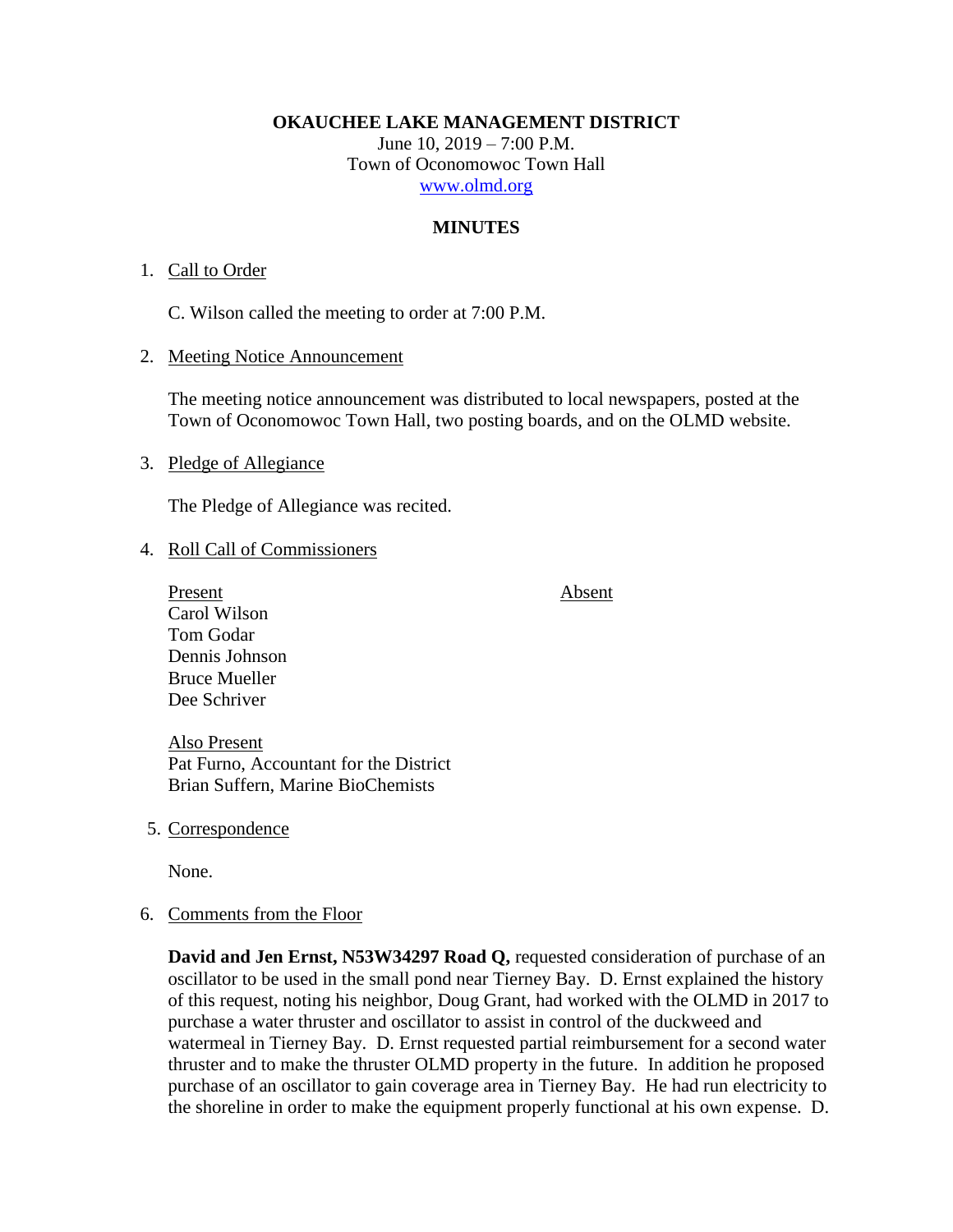# OKAUCHEE LAKE MANAGEMENT DISTRICT

June 10, 2019 – 7:00 P.M.
Town of Oconomowoc Town Hall
www.olmd.org

## MINUTES

1. Call to Order

   C. Wilson called the meeting to order at 7:00 P.M.

2. Meeting Notice Announcement

   The meeting notice announcement was distributed to local newspapers, posted at the Town of Oconomowoc Town Hall, two posting boards, and on the OLMD website.

3. Pledge of Allegiance

   The Pledge of Allegiance was recited.

4. Roll Call of Commissioners

   | Present | Absent |
   |---|---|
   | Carol Wilson | |
   | Tom Godar | |
   | Dennis Johnson | |
   | Bruce Mueller | |
   | Dee Schriver | |

   Also Present
   Pat Furno, Accountant for the District
   Brian Suffern, Marine BioChemists

5. Correspondence

   None.

6. Comments from the Floor

   **David and Jen Ernst, N53W34297 Road Q,** requested consideration of purchase of an oscillator to be used in the small pond near Tierney Bay. D. Ernst explained the history of this request, noting his neighbor, Doug Grant, had worked with the OLMD in 2017 to purchase a water thruster and oscillator to assist in control of the duckweed and watermeal in Tierney Bay. D. Ernst requested partial reimbursement for a second water thruster and to make the thruster OLMD property in the future. In addition he proposed purchase of an oscillator to gain coverage area in Tierney Bay. He had run electricity to the shoreline in order to make the equipment properly functional at his own expense. D.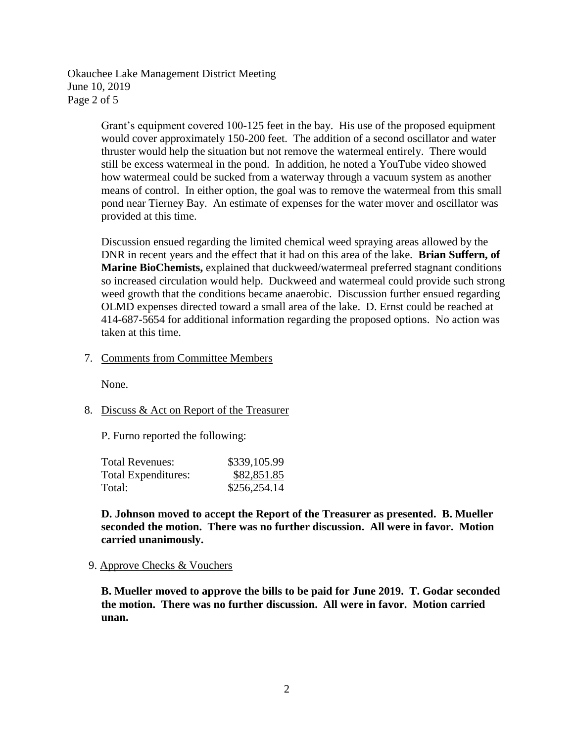Grant's equipment covered 100-125 feet in the bay. His use of the proposed equipment would cover approximately 150-200 feet. The addition of a second oscillator and water thruster would help the situation but not remove the watermeal entirely. There would still be excess watermeal in the pond. In addition, he noted a YouTube video showed how watermeal could be sucked from a waterway through a vacuum system as another means of control. In either option, the goal was to remove the watermeal from this small pond near Tierney Bay. An estimate of expenses for the water mover and oscillator was provided at this time.

Discussion ensued regarding the limited chemical weed spraying areas allowed by the DNR in recent years and the effect that it had on this area of the lake. **Brian Suffern, of Marine BioChemists,** explained that duckweed/watermeal preferred stagnant conditions so increased circulation would help. Duckweed and watermeal could provide such strong weed growth that the conditions became anaerobic. Discussion further ensued regarding OLMD expenses directed toward a small area of the lake. D. Ernst could be reached at 414-687-5654 for additional information regarding the proposed options. No action was taken at this time.

7. Comments from Committee Members

   None.

8. Discuss & Act on Report of the Treasurer

   P. Furno reported the following:

| | |
|---|---|
| Total Revenues: | $339,105.99 |
| Total Expenditures: | $82,851.85 |
| Total: | $256,254.14 |

   **D. Johnson moved to accept the Report of the Treasurer as presented. B. Mueller seconded the motion. There was no further discussion. All were in favor. Motion carried unanimously.**

9. Approve Checks & Vouchers

   **B. Mueller moved to approve the bills to be paid for June 2019. T. Godar seconded the motion. There was no further discussion. All were in favor. Motion carried unan.**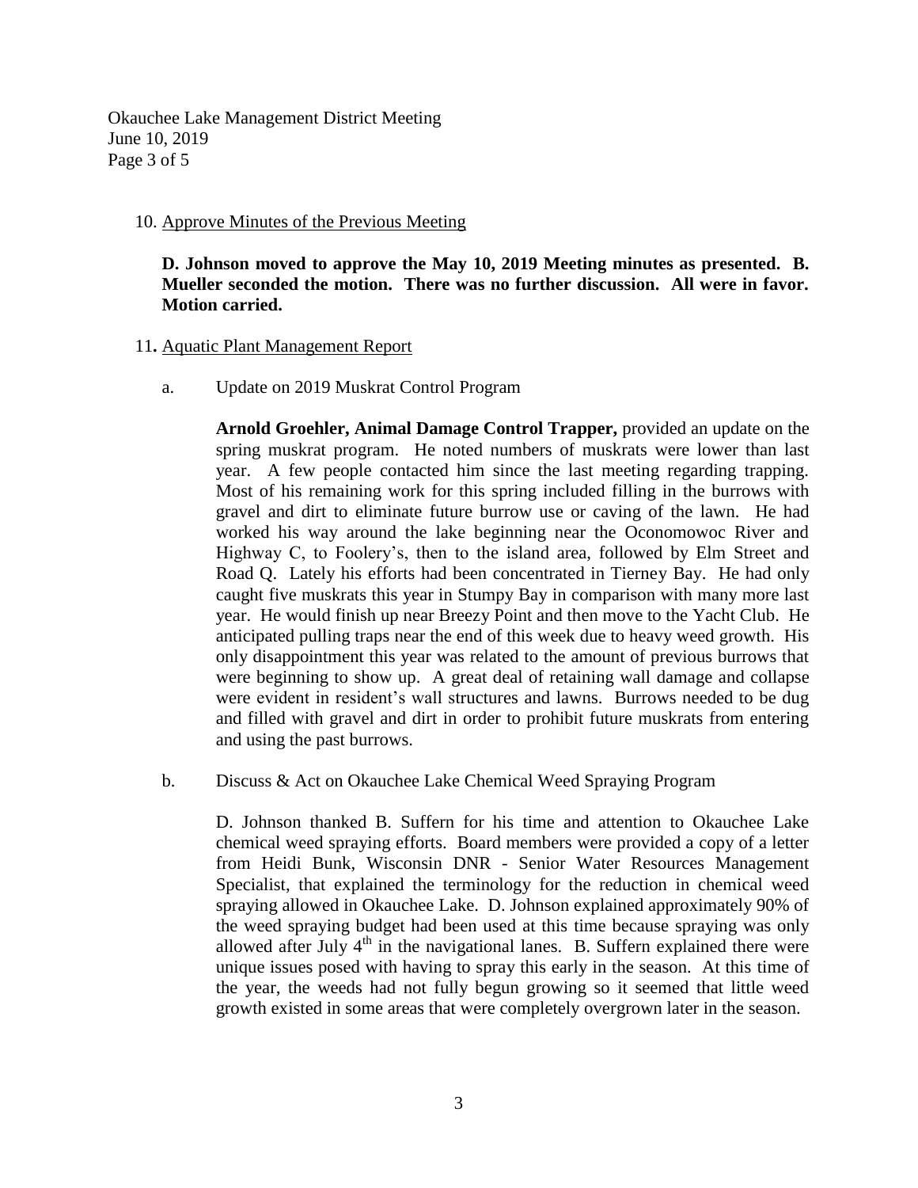10. Approve Minutes of the Previous Meeting

**D. Johnson moved to approve the May 10, 2019 Meeting minutes as presented. B. Mueller seconded the motion. There was no further discussion. All were in favor. Motion carried.**

11. Aquatic Plant Management Report

a. Update on 2019 Muskrat Control Program

**Arnold Groehler, Animal Damage Control Trapper,** provided an update on the spring muskrat program. He noted numbers of muskrats were lower than last year. A few people contacted him since the last meeting regarding trapping. Most of his remaining work for this spring included filling in the burrows with gravel and dirt to eliminate future burrow use or caving of the lawn. He had worked his way around the lake beginning near the Oconomowoc River and Highway C, to Foolery's, then to the island area, followed by Elm Street and Road Q. Lately his efforts had been concentrated in Tierney Bay. He had only caught five muskrats this year in Stumpy Bay in comparison with many more last year. He would finish up near Breezy Point and then move to the Yacht Club. He anticipated pulling traps near the end of this week due to heavy weed growth. His only disappointment this year was related to the amount of previous burrows that were beginning to show up. A great deal of retaining wall damage and collapse were evident in resident's wall structures and lawns. Burrows needed to be dug and filled with gravel and dirt in order to prohibit future muskrats from entering and using the past burrows.

b. Discuss & Act on Okauchee Lake Chemical Weed Spraying Program

D. Johnson thanked B. Suffern for his time and attention to Okauchee Lake chemical weed spraying efforts. Board members were provided a copy of a letter from Heidi Bunk, Wisconsin DNR - Senior Water Resources Management Specialist, that explained the terminology for the reduction in chemical weed spraying allowed in Okauchee Lake. D. Johnson explained approximately 90% of the weed spraying budget had been used at this time because spraying was only allowed after July 4th in the navigational lanes. B. Suffern explained there were unique issues posed with having to spray this early in the season. At this time of the year, the weeds had not fully begun growing so it seemed that little weed growth existed in some areas that were completely overgrown later in the season.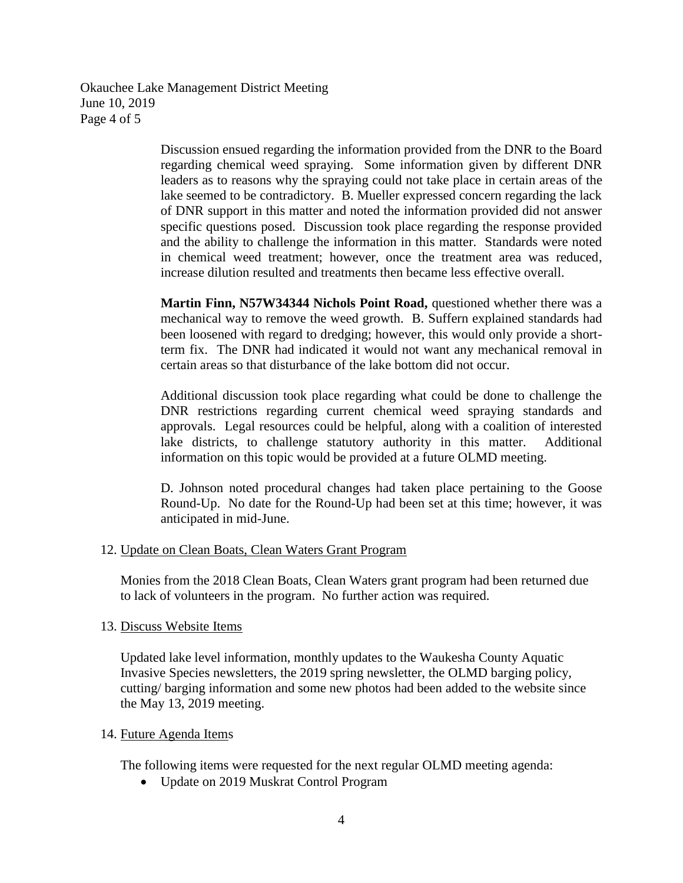Discussion ensued regarding the information provided from the DNR to the Board regarding chemical weed spraying. Some information given by different DNR leaders as to reasons why the spraying could not take place in certain areas of the lake seemed to be contradictory. B. Mueller expressed concern regarding the lack of DNR support in this matter and noted the information provided did not answer specific questions posed. Discussion took place regarding the response provided and the ability to challenge the information in this matter. Standards were noted in chemical weed treatment; however, once the treatment area was reduced, increase dilution resulted and treatments then became less effective overall.

**Martin Finn, N57W34344 Nichols Point Road,** questioned whether there was a mechanical way to remove the weed growth. B. Suffern explained standards had been loosened with regard to dredging; however, this would only provide a short-term fix. The DNR had indicated it would not want any mechanical removal in certain areas so that disturbance of the lake bottom did not occur.

Additional discussion took place regarding what could be done to challenge the DNR restrictions regarding current chemical weed spraying standards and approvals. Legal resources could be helpful, along with a coalition of interested lake districts, to challenge statutory authority in this matter. Additional information on this topic would be provided at a future OLMD meeting.

D. Johnson noted procedural changes had taken place pertaining to the Goose Round-Up. No date for the Round-Up had been set at this time; however, it was anticipated in mid-June.

12. Update on Clean Boats, Clean Waters Grant Program

Monies from the 2018 Clean Boats, Clean Waters grant program had been returned due to lack of volunteers in the program. No further action was required.

13. Discuss Website Items

Updated lake level information, monthly updates to the Waukesha County Aquatic Invasive Species newsletters, the 2019 spring newsletter, the OLMD barging policy, cutting/ barging information and some new photos had been added to the website since the May 13, 2019 meeting.

14. Future Agenda Items

The following items were requested for the next regular OLMD meeting agenda:

- Update on 2019 Muskrat Control Program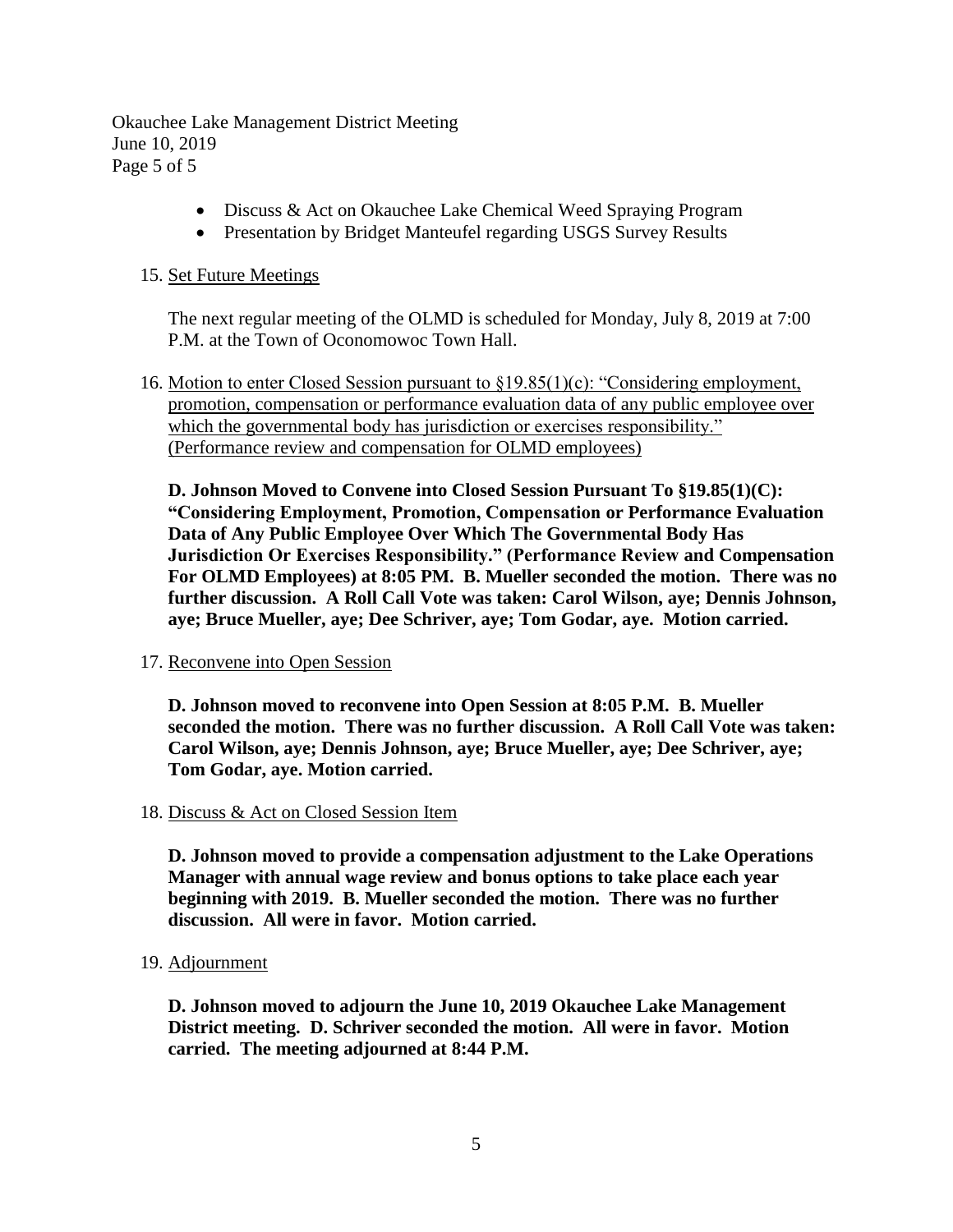- Discuss & Act on Okauchee Lake Chemical Weed Spraying Program
- Presentation by Bridget Manteufel regarding USGS Survey Results

15. Set Future Meetings

    The next regular meeting of the OLMD is scheduled for Monday, July 8, 2019 at 7:00 P.M. at the Town of Oconomowoc Town Hall.

16. Motion to enter Closed Session pursuant to §19.85(1)(c): "Considering employment, promotion, compensation or performance evaluation data of any public employee over which the governmental body has jurisdiction or exercises responsibility." (Performance review and compensation for OLMD employees)

    **D. Johnson Moved to Convene into Closed Session Pursuant To §19.85(1)(C): "Considering Employment, Promotion, Compensation or Performance Evaluation Data of Any Public Employee Over Which The Governmental Body Has Jurisdiction Or Exercises Responsibility." (Performance Review and Compensation For OLMD Employees) at 8:05 PM. B. Mueller seconded the motion. There was no further discussion. A Roll Call Vote was taken: Carol Wilson, aye; Dennis Johnson, aye; Bruce Mueller, aye; Dee Schriver, aye; Tom Godar, aye. Motion carried.**

17. Reconvene into Open Session

    **D. Johnson moved to reconvene into Open Session at 8:05 P.M. B. Mueller seconded the motion. There was no further discussion. A Roll Call Vote was taken: Carol Wilson, aye; Dennis Johnson, aye; Bruce Mueller, aye; Dee Schriver, aye; Tom Godar, aye. Motion carried.**

18. Discuss & Act on Closed Session Item

    **D. Johnson moved to provide a compensation adjustment to the Lake Operations Manager with annual wage review and bonus options to take place each year beginning with 2019. B. Mueller seconded the motion. There was no further discussion. All were in favor. Motion carried.**

19. Adjournment

    **D. Johnson moved to adjourn the June 10, 2019 Okauchee Lake Management District meeting. D. Schriver seconded the motion. All were in favor. Motion carried. The meeting adjourned at 8:44 P.M.**